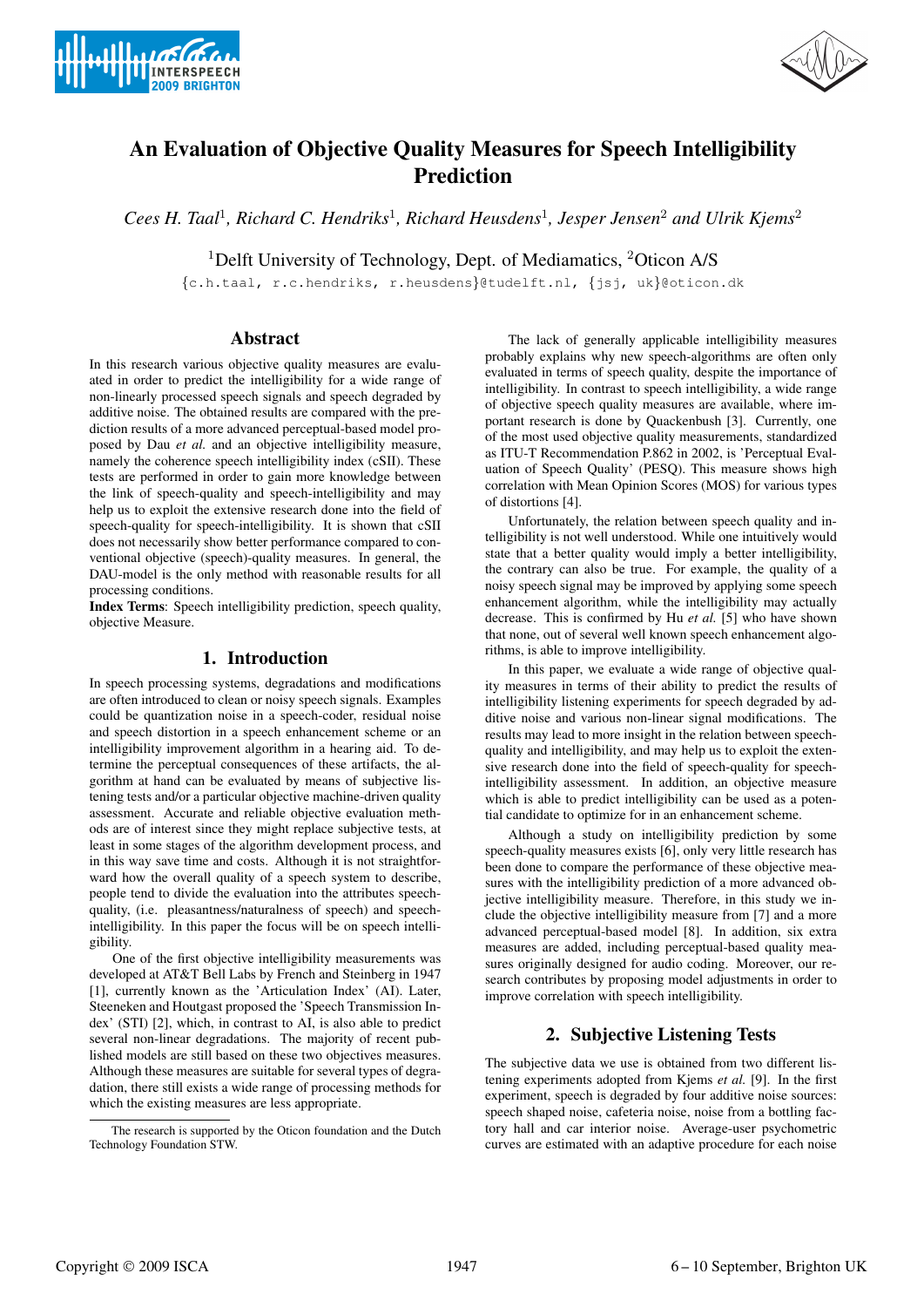# An Evaluation of Objective Quality Measures for Speech Intelligibility Prediction

*Cees H. Taal*[1]*, Richard C. Hendriks*[1]*, Richard Heusdens*[1]*, Jesper Jensen*[2] *and Ulrik Kjems*[2]

[1]Delft University of Technology, Dept. of Mediamatics, [2]Oticon A/S

{c.h.taal, r.c.hendriks, r.heusdens}@tudelft.nl, {jsj, uk}@oticon.dk

## Abstract

In this research various objective quality measures are evaluated in order to predict the intelligibility for a wide range of non-linearly processed speech signals and speech degraded by additive noise. The obtained results are compared with the prediction results of a more advanced perceptual-based model proposed by Dau *et al.* and an objective intelligibility measure, namely the coherence speech intelligibility index (cSII). These tests are performed in order to gain more knowledge between the link of speech-quality and speech-intelligibility and may help us to exploit the extensive research done into the field of speech-quality for speech-intelligibility. It is shown that cSII does not necessarily show better performance compared to conventional objective (speech)-quality measures. In general, the DAU-model is the only method with reasonable results for all processing conditions.

**Index Terms**: Speech intelligibility prediction, speech quality, objective Measure.

## 1. Introduction

In speech processing systems, degradations and modifications are often introduced to clean or noisy speech signals. Examples could be quantization noise in a speech-coder, residual noise and speech distortion in a speech enhancement scheme or an intelligibility improvement algorithm in a hearing aid. To determine the perceptual consequences of these artifacts, the algorithm at hand can be evaluated by means of subjective listening tests and/or a particular objective machine-driven quality assessment. Accurate and reliable objective evaluation methods are of interest since they might replace subjective tests, at least in some stages of the algorithm development process, and in this way save time and costs. Although it is not straightforward how the overall quality of a speech system to describe, people tend to divide the evaluation into the attributes speech-quality, (i.e. pleasantness/naturalness of speech) and speech-intelligibility. In this paper the focus will be on speech intelligibility.

One of the first objective intelligibility measurements was developed at AT&T Bell Labs by French and Steinberg in 1947 [1], currently known as the 'Articulation Index' (AI). Later, Steeneken and Houtgast proposed the 'Speech Transmission Index' (STI) [2], which, in contrast to AI, is also able to predict several non-linear degradations. The majority of recent published models are still based on these two objectives measures. Although these measures are suitable for several types of degradation, there still exists a wide range of processing methods for which the existing measures are less appropriate.

The lack of generally applicable intelligibility measures probably explains why new speech-algorithms are often only evaluated in terms of speech quality, despite the importance of intelligibility. In contrast to speech intelligibility, a wide range of objective speech quality measures are available, where important research is done by Quackenbush [3]. Currently, one of the most used objective quality measurements, standardized as ITU-T Recommendation P.862 in 2002, is 'Perceptual Evaluation of Speech Quality' (PESQ). This measure shows high correlation with Mean Opinion Scores (MOS) for various types of distortions [4].

Unfortunately, the relation between speech quality and intelligibility is not well understood. While one intuitively would state that a better quality would imply a better intelligibility, the contrary can also be true. For example, the quality of a noisy speech signal may be improved by applying some speech enhancement algorithm, while the intelligibility may actually decrease. This is confirmed by Hu *et al.* [5] who have shown that none, out of several well known speech enhancement algorithms, is able to improve intelligibility.

In this paper, we evaluate a wide range of objective quality measures in terms of their ability to predict the results of intelligibility listening experiments for speech degraded by additive noise and various non-linear signal modifications. The results may lead to more insight in the relation between speech-quality and intelligibility, and may help us to exploit the extensive research done into the field of speech-quality for speech-intelligibility assessment. In addition, an objective measure which is able to predict intelligibility can be used as a potential candidate to optimize for in an enhancement scheme.

Although a study on intelligibility prediction by some speech-quality measures exists [6], only very little research has been done to compare the performance of these objective measures with the intelligibility prediction of a more advanced objective intelligibility measure. Therefore, in this study we include the objective intelligibility measure from [7] and a more advanced perceptual-based model [8]. In addition, six extra measures are added, including perceptual-based quality measures originally designed for audio coding. Moreover, our research contributes by proposing model adjustments in order to improve correlation with speech intelligibility.

## 2. Subjective Listening Tests

The subjective data we use is obtained from two different listening experiments adopted from Kjems *et al.* [9]. In the first experiment, speech is degraded by four additive noise sources: speech shaped noise, cafeteria noise, noise from a bottling factory hall and car interior noise. Average-user psychometric curves are estimated with an adaptive procedure for each noise

The research is supported by the Oticon foundation and the Dutch Technology Foundation STW.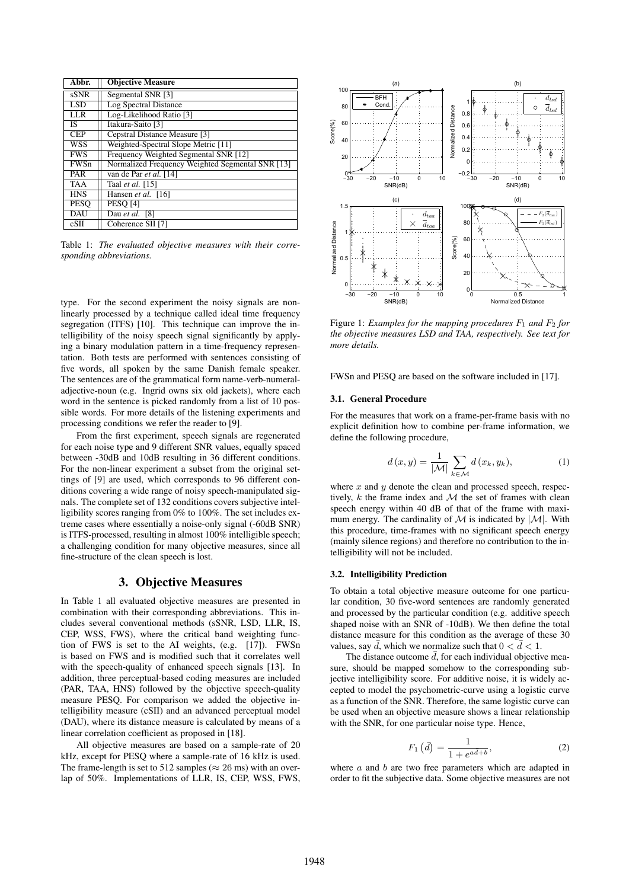| Abbr. | Objective Measure |
|---|---|
| sSNR | Segmental SNR [3] |
| LSD | Log Spectral Distance |
| LLR | Log-Likelihood Ratio [3] |
| IS | Itakura-Saito [3] |
| CEP | Cepstral Distance Measure [3] |
| WSS | Weighted-Spectral Slope Metric [11] |
| FWS | Frequency Weighted Segmental SNR [12] |
| FWSn | Normalized Frequency Weighted Segmental SNR [13] |
| PAR | van de Par *et al.* [14] |
| TAA | Taal *et al.* [15] |
| HNS | Hansen *et al.* [16] |
| PESQ | PESQ [4] |
| DAU | Dau *et al.* [8] |
| cSII | Coherence SII [7] |

Table 1: *The evaluated objective measures with their corresponding abbreviations.*

type. For the second experiment the noisy signals are non-linearly processed by a technique called ideal time frequency segregation (ITFS) [10]. This technique can improve the intelligibility of the noisy speech signal significantly by applying a binary modulation pattern in a time-frequency representation. Both tests are performed with sentences consisting of five words, all spoken by the same Danish female speaker. The sentences are of the grammatical form name-verb-numeral-adjective-noun (e.g. Ingrid owns six old jackets), where each word in the sentence is picked randomly from a list of 10 possible words. For more details of the listening experiments and processing conditions we refer the reader to [9].

From the first experiment, speech signals are regenerated for each noise type and 9 different SNR values, equally spaced between -30dB and 10dB resulting in 36 different conditions. For the non-linear experiment a subset from the original settings of [9] are used, which corresponds to 96 different conditions covering a wide range of noisy speech-manipulated signals. The complete set of 132 conditions covers subjective intelligibility scores ranging from 0% to 100%. The set includes extreme cases where essentially a noise-only signal (-60dB SNR) is ITFS-processed, resulting in almost 100% intelligible speech; a challenging condition for many objective measures, since all fine-structure of the clean speech is lost.

## 3. Objective Measures

In Table 1 all evaluated objective measures are presented in combination with their corresponding abbreviations. This includes several conventional methods (sSNR, LSD, LLR, IS, CEP, WSS, FWS), where the critical band weighting function of FWS is set to the AI weights, (e.g. [17]). FWSn is based on FWS and is modified such that it correlates well with the speech-quality of enhanced speech signals [13]. In addition, three perceptual-based coding measures are included (PAR, TAA, HNS) followed by the objective speech-quality measure PESQ. For comparison we added the objective intelligibility measure (cSII) and an advanced perceptual model (DAU), where its distance measure is calculated by means of a linear correlation coefficient as proposed in [18].

All objective measures are based on a sample-rate of 20 kHz, except for PESQ where a sample-rate of 16 kHz is used. The frame-length is set to 512 samples ($\approx$ 26 ms) with an overlap of 50%. Implementations of LLR, IS, CEP, WSS, FWS, FWSn and PESQ are based on the software included in [17].

Figure 1: *Examples for the mapping procedures $F_1$ and $F_2$ for the objective measures LSD and TAA, respectively. See text for more details.*

### 3.1. General Procedure

For the measures that work on a frame-per-frame basis with no explicit definition how to combine per-frame information, we define the following procedure,

$$d(x, y) = \frac{1}{|\mathcal{M}|} \sum_{k \in \mathcal{M}} d(x_k, y_k), \tag{1}$$

where $x$ and $y$ denote the clean and processed speech, respectively, $k$ the frame index and $\mathcal{M}$ the set of frames with clean speech energy within 40 dB of that of the frame with maximum energy. The cardinality of $\mathcal{M}$ is indicated by $|\mathcal{M}|$. With this procedure, time-frames with no significant speech energy (mainly silence regions) and therefore no contribution to the intelligibility will not be included.

### 3.2. Intelligibility Prediction

To obtain a total objective measure outcome for one particular condition, 30 five-word sentences are randomly generated and processed by the particular condition (e.g. additive speech shaped noise with an SNR of -10dB). We then define the total distance measure for this condition as the average of these 30 values, say $\bar{d}$, which we normalize such that $0 < \bar{d} < 1$.

The distance outcome $\bar{d}$, for each individual objective measure, should be mapped somehow to the corresponding subjective intelligibility score. For additive noise, it is widely accepted to model the psychometric-curve using a logistic curve as a function of the SNR. Therefore, the same logistic curve can be used when an objective measure shows a linear relationship with the SNR, for one particular noise type. Hence,

$$F_1\left(\bar{d}\right) = \frac{1}{1 + e^{a\bar{d}+b}}, \tag{2}$$

where $a$ and $b$ are two free parameters which are adapted in order to fit the subjective data. Some objective measures are not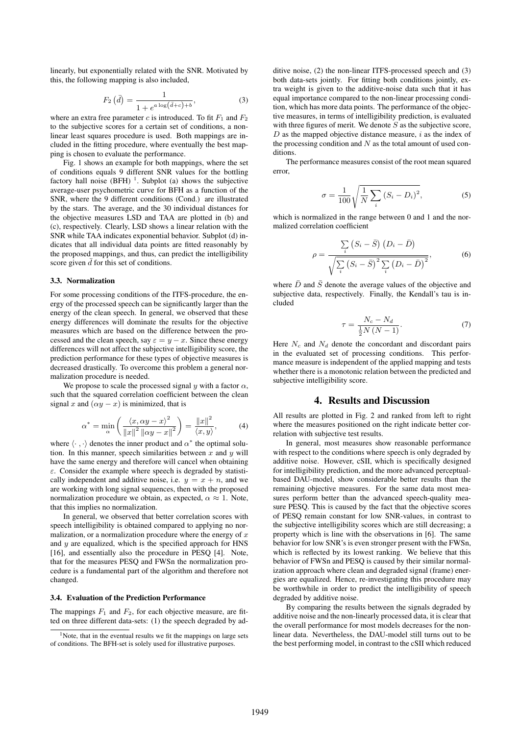linearly, but exponentially related with the SNR. Motivated by this, the following mapping is also included,

$$F_2\left(\bar{d}\right) = \frac{1}{1 + e^{a \log\left(\bar{d}+c\right)+b}}, \tag{3}$$

where an extra free parameter $c$ is introduced. To fit $F_1$ and $F_2$ to the subjective scores for a certain set of conditions, a non-linear least squares procedure is used. Both mappings are included in the fitting procedure, where eventually the best mapping is chosen to evaluate the performance.

Fig. 1 shows an example for both mappings, where the set of conditions equals 9 different SNR values for the bottling factory hall noise (BFH) [1]. Subplot (a) shows the subjective average-user psychometric curve for BFH as a function of the SNR, where the 9 different conditions (Cond.) are illustrated by the stars. The average, and the 30 individual distances for the objective measures LSD and TAA are plotted in (b) and (c), respectively. Clearly, LSD shows a linear relation with the SNR while TAA indicates exponential behavior. Subplot (d) indicates that all individual data points are fitted reasonably by the proposed mappings, and thus, can predict the intelligibility score given $\bar{d}$ for this set of conditions.

### 3.3. Normalization

For some processing conditions of the ITFS-procedure, the energy of the processed speech can be significantly larger than the energy of the clean speech. In general, we observed that these energy differences will dominate the results for the objective measures which are based on the difference between the processed and the clean speech, say $\varepsilon = y - x$. Since these energy differences will not affect the subjective intelligibility score, the prediction performance for these types of objective measures is decreased drastically. To overcome this problem a general normalization procedure is needed.

We propose to scale the processed signal $y$ with a factor $\alpha$, such that the squared correlation coefficient between the clean signal $x$ and $(\alpha y - x)$ is minimized, that is

$$\alpha^* = \min_{\alpha} \left( \frac{\langle x, \alpha y - x \rangle^2}{\|x\|^2 \, \|\alpha y - x\|^2} \right) = \frac{\|x\|^2}{\langle x, y \rangle}, \tag{4}$$

where $\langle \cdot , \cdot \rangle$ denotes the inner product and $\alpha^*$ the optimal solution. In this manner, speech similarities between $x$ and $y$ will have the same energy and therefore will cancel when obtaining $\varepsilon$. Consider the example where speech is degraded by statistically independent and additive noise, i.e. $y = x + n$, and we are working with long signal sequences, then with the proposed normalization procedure we obtain, as expected, $\alpha \approx 1$. Note, that this implies no normalization.

In general, we observed that better correlation scores with speech intelligibility is obtained compared to applying no normalization, or a normalization procedure where the energy of $x$ and $y$ are equalized, which is the specified approach for HNS [16], and essentially also the procedure in PESQ [4]. Note, that for the measures PESQ and FWSn the normalization procedure is a fundamental part of the algorithm and therefore not changed.

### 3.4. Evaluation of the Prediction Performance

The mappings $F_1$ and $F_2$, for each objective measure, are fitted on three different data-sets: (1) the speech degraded by additive noise, (2) the non-linear ITFS-processed speech and (3) both data-sets jointly. For fitting both conditions jointly, extra weight is given to the additive-noise data such that it has equal importance compared to the non-linear processing condition, which has more data points. The performance of the objective measures, in terms of intelligibility prediction, is evaluated with three figures of merit. We denote $S$ as the subjective score, $D$ as the mapped objective distance measure, $i$ as the index of the processing condition and $N$ as the total amount of used conditions.

The performance measures consist of the root mean squared error,

$$\sigma = \frac{1}{100} \sqrt{\frac{1}{N} \sum_i \left(S_i - D_i\right)^2}, \tag{5}$$

which is normalized in the range between 0 and 1 and the normalized correlation coefficient

$$\rho = \frac{\sum_i \left(S_i - \bar{S}\right)\left(D_i - \bar{D}\right)}{\sqrt{\sum_i \left(S_i - \bar{S}\right)^2 \sum_i \left(D_i - \bar{D}\right)^2}}, \tag{6}$$

where $\bar{D}$ and $\bar{S}$ denote the average values of the objective and subjective data, respectively. Finally, the Kendall's tau is included

$$\tau = \frac{N_c - N_d}{\frac{1}{2} N \left(N - 1\right)}. \tag{7}$$

Here $N_c$ and $N_d$ denote the concordant and discordant pairs in the evaluated set of processing conditions. This performance measure is independent of the applied mapping and tests whether there is a monotonic relation between the predicted and subjective intelligibility score.

## 4. Results and Discussion

All results are plotted in Fig. 2 and ranked from left to right where the measures positioned on the right indicate better correlation with subjective test results.

In general, most measures show reasonable performance with respect to the conditions where speech is only degraded by additive noise. However, cSII, which is specifically designed for intelligibility prediction, and the more advanced perceptual-based DAU-model, show considerable better results than the remaining objective measures. For the same data most measures perform better than the advanced speech-quality measure PESQ. This is caused by the fact that the objective scores of PESQ remain constant for low SNR-values, in contrast to the subjective intelligibility scores which are still decreasing; a property which is line with the observations in [6]. The same behavior for low SNR's is even stronger present with the FWSn, which is reflected by its lowest ranking. We believe that this behavior of FWSn and PESQ is caused by their similar normalization approach where clean and degraded signal (frame) energies are equalized. Hence, re-investigating this procedure may be worthwhile in order to predict the intelligibility of speech degraded by additive noise.

By comparing the results between the signals degraded by additive noise and the non-linearly processed data, it is clear that the overall performance for most models decreases for the non-linear data. Nevertheless, the DAU-model still turns out to be the best performing model, in contrast to the cSII which reduced

[1] Note, that in the eventual results we fit the mappings on large sets of conditions. The BFH-set is solely used for illustrative purposes.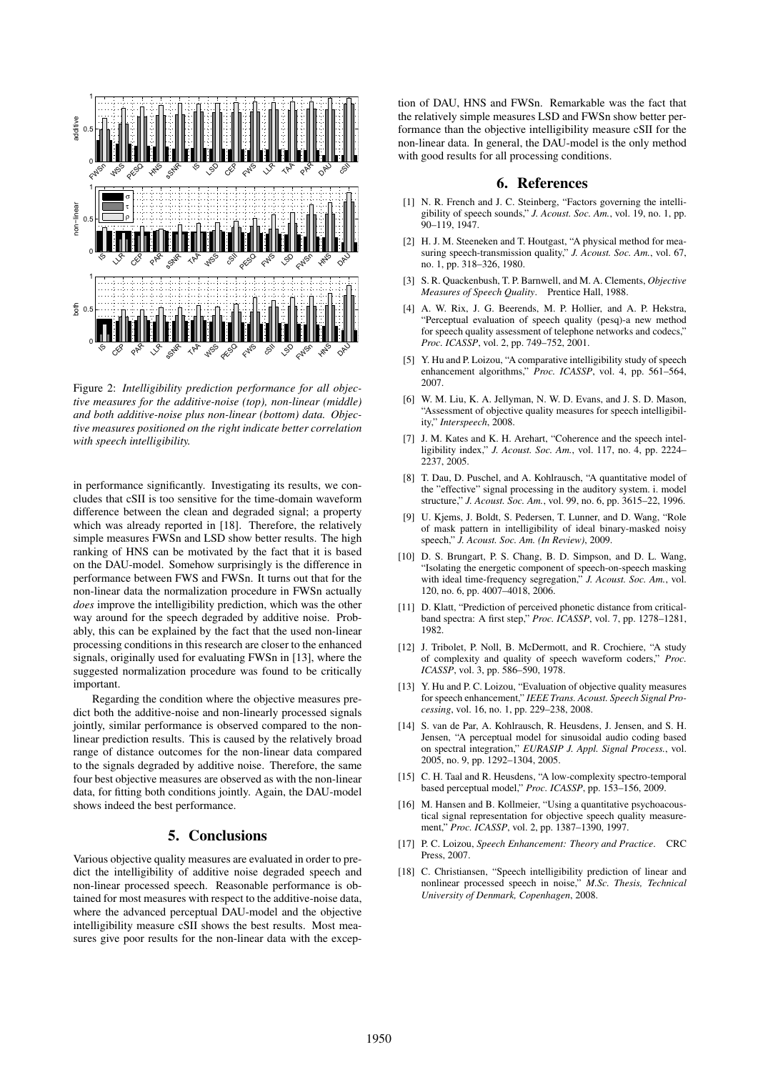additive

1
0.5
0

FWSn WSS PESQ HNS sSNR IS LSD CEP FWS LLR TAA PAR DAU cSII

non−linear

1
0.5
0

σ
τ
ρ

IS LLR CEP PAR sSNR TAA WSS cSII PESQ FWS LSD FWSn HNS DAU

both

1
0.5
0

IS CEP PAR LLR sSNR TAA WSS PESQ FWS cSII LSD FWSn HNS DAU

Figure 2: *Intelligibility prediction performance for all objective measures for the additive-noise (top), non-linear (middle) and both additive-noise plus non-linear (bottom) data. Objective measures positioned on the right indicate better correlation with speech intelligibility.*

in performance significantly. Investigating its results, we concludes that cSII is too sensitive for the time-domain waveform difference between the clean and degraded signal; a property which was already reported in [18]. Therefore, the relatively simple measures FWSn and LSD show better results. The high ranking of HNS can be motivated by the fact that it is based on the DAU-model. Somehow surprisingly is the difference in performance between FWS and FWSn. It turns out that for the non-linear data the normalization procedure in FWSn actually *does* improve the intelligibility prediction, which was the other way around for the speech degraded by additive noise. Probably, this can be explained by the fact that the used non-linear processing conditions in this research are closer to the enhanced signals, originally used for evaluating FWSn in [13], where the suggested normalization procedure was found to be critically important.

Regarding the condition where the objective measures predict both the additive-noise and non-linearly processed signals jointly, similar performance is observed compared to the non-linear prediction results. This is caused by the relatively broad range of distance outcomes for the non-linear data compared to the signals degraded by additive noise. Therefore, the same four best objective measures are observed as with the non-linear data, for fitting both conditions jointly. Again, the DAU-model shows indeed the best performance.

## 5. Conclusions

Various objective quality measures are evaluated in order to predict the intelligibility of additive noise degraded speech and non-linear processed speech. Reasonable performance is obtained for most measures with respect to the additive-noise data, where the advanced perceptual DAU-model and the objective intelligibility measure cSII shows the best results. Most measures give poor results for the non-linear data with the exception of DAU, HNS and FWSn. Remarkable was the fact that the relatively simple measures LSD and FWSn show better performance than the objective intelligibility measure cSII for the non-linear data. In general, the DAU-model is the only method with good results for all processing conditions.

## 6. References

[1] N. R. French and J. C. Steinberg, "Factors governing the intelligibility of speech sounds," *J. Acoust. Soc. Am.*, vol. 19, no. 1, pp. 90–119, 1947.

[2] H. J. M. Steeneken and T. Houtgast, "A physical method for measuring speech-transmission quality," *J. Acoust. Soc. Am.*, vol. 67, no. 1, pp. 318–326, 1980.

[3] S. R. Quackenbush, T. P. Barnwell, and M. A. Clements, *Objective Measures of Speech Quality*. Prentice Hall, 1988.

[4] A. W. Rix, J. G. Beerends, M. P. Hollier, and A. P. Hekstra, "Perceptual evaluation of speech quality (pesq)-a new method for speech quality assessment of telephone networks and codecs," *Proc. ICASSP*, vol. 2, pp. 749–752, 2001.

[5] Y. Hu and P. Loizou, "A comparative intelligibility study of speech enhancement algorithms," *Proc. ICASSP*, vol. 4, pp. 561–564, 2007.

[6] W. M. Liu, K. A. Jellyman, N. W. D. Evans, and J. S. D. Mason, "Assessment of objective quality measures for speech intelligibility," *Interspeech*, 2008.

[7] J. M. Kates and K. H. Arehart, "Coherence and the speech intelligibility index," *J. Acoust. Soc. Am.*, vol. 117, no. 4, pp. 2224–2237, 2005.

[8] T. Dau, D. Puschel, and A. Kohlrausch, "A quantitative model of the "effective" signal processing in the auditory system. i. model structure," *J. Acoust. Soc. Am.*, vol. 99, no. 6, pp. 3615–22, 1996.

[9] U. Kjems, J. Boldt, S. Pedersen, T. Lunner, and D. Wang, "Role of mask pattern in intelligibility of ideal binary-masked noisy speech," *J. Acoust. Soc. Am. (In Review)*, 2009.

[10] D. S. Brungart, P. S. Chang, B. D. Simpson, and D. L. Wang, "Isolating the energetic component of speech-on-speech masking with ideal time-frequency segregation," *J. Acoust. Soc. Am.*, vol. 120, no. 6, pp. 4007–4018, 2006.

[11] D. Klatt, "Prediction of perceived phonetic distance from critical-band spectra: A first step," *Proc. ICASSP*, vol. 7, pp. 1278–1281, 1982.

[12] J. Tribolet, P. Noll, B. McDermott, and R. Crochiere, "A study of complexity and quality of speech waveform coders," *Proc. ICASSP*, vol. 3, pp. 586–590, 1978.

[13] Y. Hu and P. C. Loizou, "Evaluation of objective quality measures for speech enhancement," *IEEE Trans. Acoust. Speech Signal Processing*, vol. 16, no. 1, pp. 229–238, 2008.

[14] S. van de Par, A. Kohlrausch, R. Heusdens, J. Jensen, and S. H. Jensen, "A perceptual model for sinusoidal audio coding based on spectral integration," *EURASIP J. Appl. Signal Process.*, vol. 2005, no. 9, pp. 1292–1304, 2005.

[15] C. H. Taal and R. Heusdens, "A low-complexity spectro-temporal based perceptual model," *Proc. ICASSP*, pp. 153–156, 2009.

[16] M. Hansen and B. Kollmeier, "Using a quantitative psychoacoustical signal representation for objective speech quality measurement," *Proc. ICASSP*, vol. 2, pp. 1387–1390, 1997.

[17] P. C. Loizou, *Speech Enhancement: Theory and Practice*. CRC Press, 2007.

[18] C. Christiansen, "Speech intelligibility prediction of linear and nonlinear processed speech in noise," *M.Sc. Thesis, Technical University of Denmark, Copenhagen*, 2008.